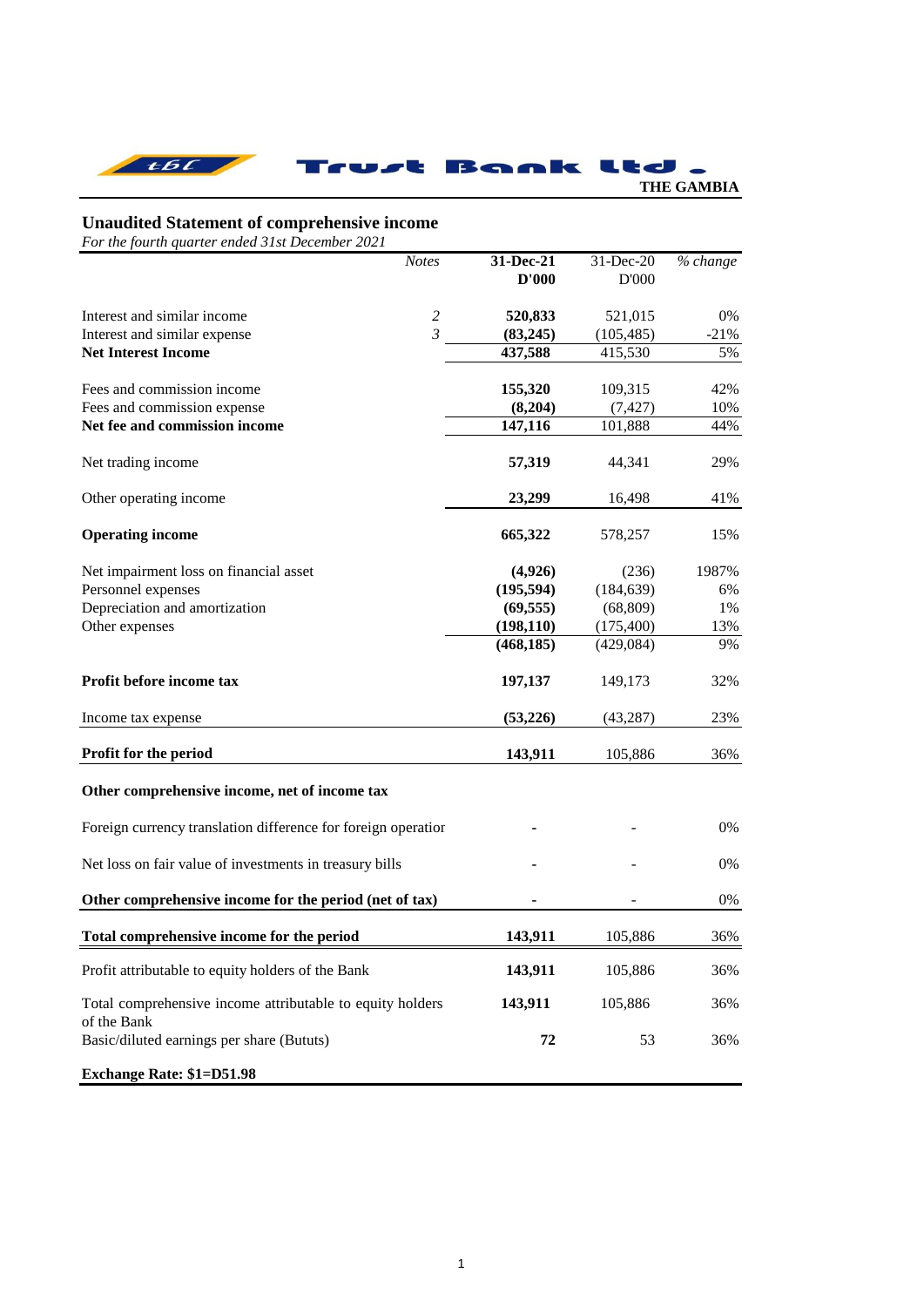Trust Bank Ltd.
THE GAMBIA

## Unaudited Statement of comprehensive income

*For the fourth quarter ended 31st December 2021*

| | *Notes* | 31-Dec-21 D'000 | 31-Dec-20 D'000 | *% change* |
|---|---|---|---|---|
| Interest and similar income | *2* | **520,833** | 521,015 | 0% |
| Interest and similar expense | *3* | **(83,245)** | (105,485) | -21% |
| **Net Interest Income** | | **437,588** | 415,530 | 5% |
| Fees and commission income | | **155,320** | 109,315 | 42% |
| Fees and commission expense | | **(8,204)** | (7,427) | 10% |
| **Net fee and commission income** | | **147,116** | 101,888 | 44% |
| Net trading income | | **57,319** | 44,341 | 29% |
| Other operating income | | **23,299** | 16,498 | 41% |
| **Operating income** | | **665,322** | 578,257 | 15% |
| Net impairment loss on financial asset | | **(4,926)** | (236) | 1987% |
| Personnel expenses | | **(195,594)** | (184,639) | 6% |
| Depreciation and amortization | | **(69,555)** | (68,809) | 1% |
| Other expenses | | **(198,110)** | (175,400) | 13% |
| | | **(468,185)** | (429,084) | 9% |
| **Profit before income tax** | | **197,137** | 149,173 | 32% |
| Income tax expense | | **(53,226)** | (43,287) | 23% |
| **Profit for the period** | | **143,911** | 105,886 | 36% |
| **Other comprehensive income, net of income tax** | | | | |
| Foreign currency translation difference for foreign operatior | | **-** | - | 0% |
| Net loss on fair value of investments in treasury bills | | **-** | - | 0% |
| **Other comprehensive income for the period (net of tax)** | | **-** | - | 0% |
| **Total comprehensive income for the period** | | **143,911** | 105,886 | 36% |
| Profit attributable to equity holders of the Bank | | **143,911** | 105,886 | 36% |
| Total comprehensive income attributable to equity holders of the Bank | | **143,911** | 105,886 | 36% |
| Basic/diluted earnings per share (Bututs) | | **72** | 53 | 36% |

**Exchange Rate: $1=D51.98**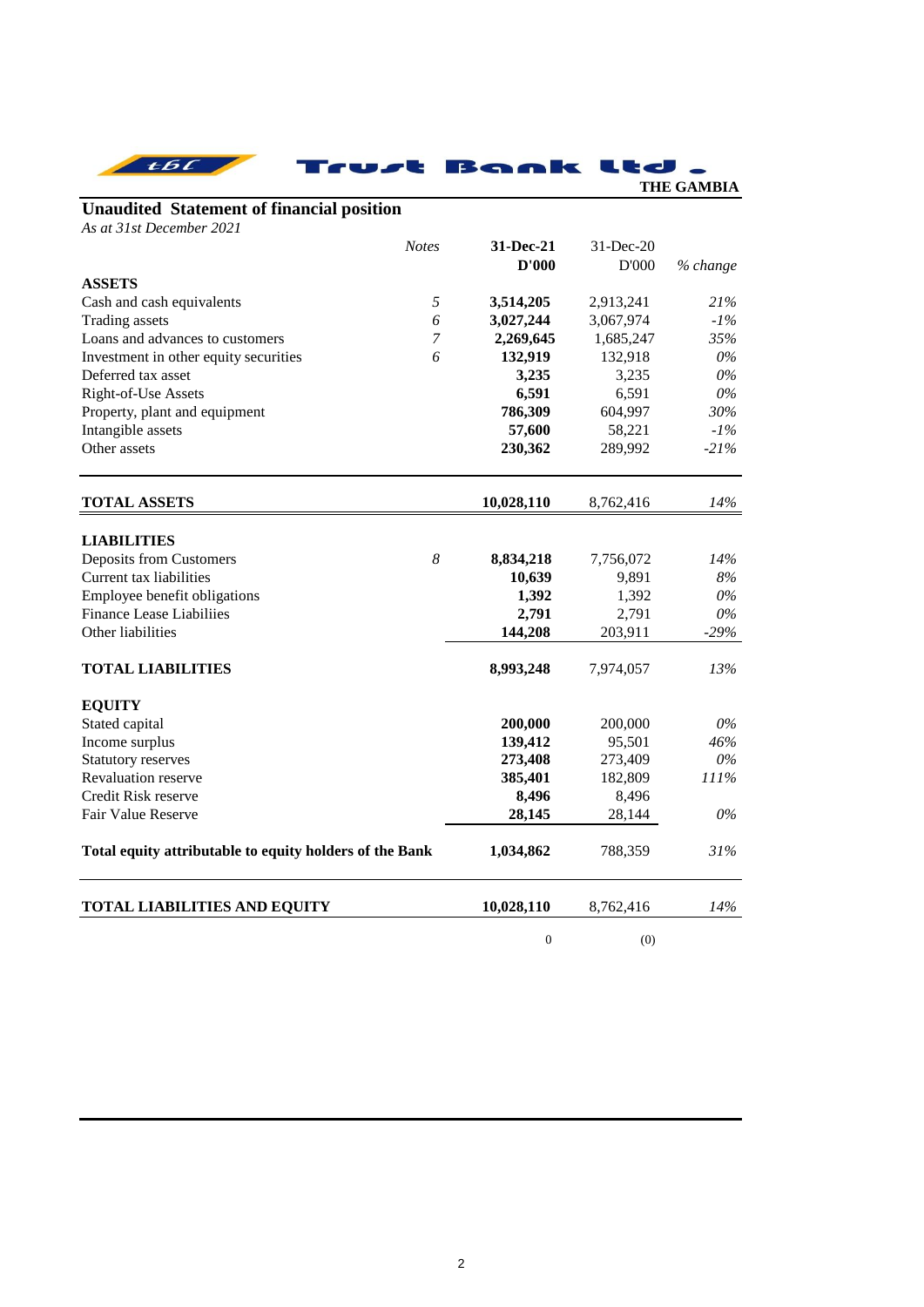Trust Bank Ltd.

THE GAMBIA

## Unaudited Statement of financial position

*As at 31st December 2021*

| | *Notes* | **31-Dec-21 D'000** | 31-Dec-20 D'000 | *% change* |
|---|---|---|---|---|
| **ASSETS** | | | | |
| Cash and cash equivalents | *5* | **3,514,205** | 2,913,241 | *21%* |
| Trading assets | *6* | **3,027,244** | 3,067,974 | *-1%* |
| Loans and advances to customers | *7* | **2,269,645** | 1,685,247 | *35%* |
| Investment in other equity securities | *6* | **132,919** | 132,918 | *0%* |
| Deferred tax asset | | **3,235** | 3,235 | *0%* |
| Right-of-Use Assets | | **6,591** | 6,591 | *0%* |
| Property, plant and equipment | | **786,309** | 604,997 | *30%* |
| Intangible assets | | **57,600** | 58,221 | *-1%* |
| Other assets | | **230,362** | 289,992 | *-21%* |
| **TOTAL ASSETS** | | **10,028,110** | 8,762,416 | *14%* |
| **LIABILITIES** | | | | |
| Deposits from Customers | *8* | **8,834,218** | 7,756,072 | *14%* |
| Current tax liabilities | | **10,639** | 9,891 | *8%* |
| Employee benefit obligations | | **1,392** | 1,392 | *0%* |
| Finance Lease Liabiliies | | **2,791** | 2,791 | *0%* |
| Other liabilities | | **144,208** | 203,911 | *-29%* |
| **TOTAL LIABILITIES** | | **8,993,248** | 7,974,057 | *13%* |
| **EQUITY** | | | | |
| Stated capital | | **200,000** | 200,000 | *0%* |
| Income surplus | | **139,412** | 95,501 | *46%* |
| Statutory reserves | | **273,408** | 273,409 | *0%* |
| Revaluation reserve | | **385,401** | 182,809 | *111%* |
| Credit Risk reserve | | **8,496** | 8,496 | |
| Fair Value Reserve | | **28,145** | 28,144 | *0%* |
| **Total equity attributable to equity holders of the Bank** | | **1,034,862** | 788,359 | *31%* |
| **TOTAL LIABILITIES AND EQUITY** | | **10,028,110** | 8,762,416 | *14%* |
| | | 0 | (0) | |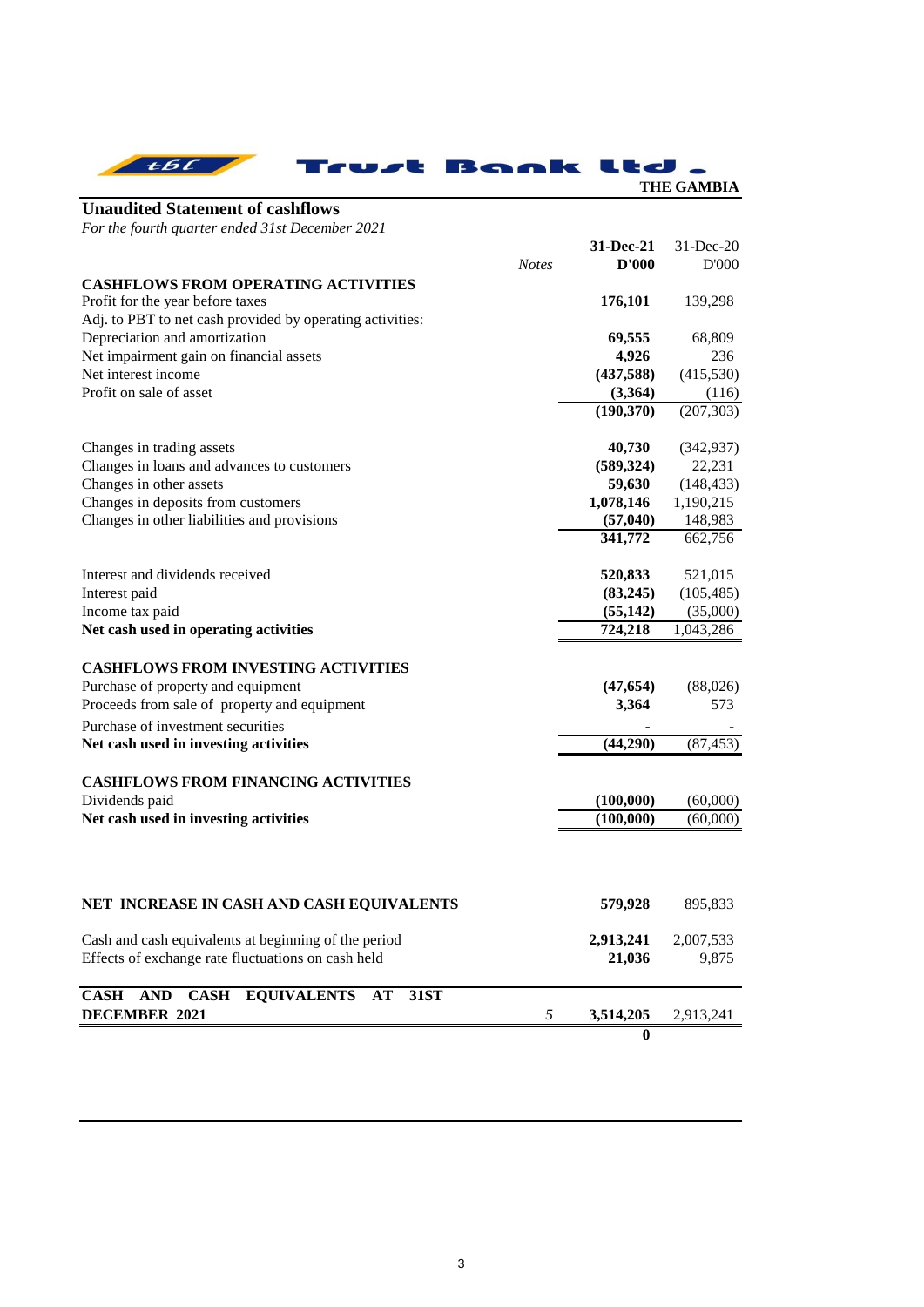**Trust Bank Ltd.**

**THE GAMBIA**

## Unaudited Statement of cashflows

*For the fourth quarter ended 31st December 2021*

| | *Notes* | **31-Dec-21 D'000** | 31-Dec-20 D'000 |
|---|---|---|---|
| **CASHFLOWS FROM OPERATING ACTIVITIES** | | | |
| Profit for the year before taxes | | **176,101** | 139,298 |
| Adj. to PBT to net cash provided by operating activities: | | | |
| Depreciation and amortization | | **69,555** | 68,809 |
| Net impairment gain on financial assets | | **4,926** | 236 |
| Net interest income | | **(437,588)** | (415,530) |
| Profit on sale of asset | | **(3,364)** | (116) |
| | | **(190,370)** | (207,303) |
| Changes in trading assets | | **40,730** | (342,937) |
| Changes in loans and advances to customers | | **(589,324)** | 22,231 |
| Changes in other assets | | **59,630** | (148,433) |
| Changes in deposits from customers | | **1,078,146** | 1,190,215 |
| Changes in other liabilities and provisions | | **(57,040)** | 148,983 |
| | | **341,772** | 662,756 |
| Interest and dividends received | | **520,833** | 521,015 |
| Interest paid | | **(83,245)** | (105,485) |
| Income tax paid | | **(55,142)** | (35,000) |
| **Net cash used in operating activities** | | **724,218** | 1,043,286 |
| **CASHFLOWS FROM INVESTING ACTIVITIES** | | | |
| Purchase of property and equipment | | **(47,654)** | (88,026) |
| Proceeds from sale of property and equipment | | **3,364** | 573 |
| Purchase of investment securities | | **-** | - |
| **Net cash used in investing activities** | | **(44,290)** | (87,453) |
| **CASHFLOWS FROM FINANCING ACTIVITIES** | | | |
| Dividends paid | | **(100,000)** | (60,000) |
| **Net cash used in investing activities** | | **(100,000)** | (60,000) |
| **NET INCREASE IN CASH AND CASH EQUIVALENTS** | | **579,928** | 895,833 |
| Cash and cash equivalents at beginning of the period | | **2,913,241** | 2,007,533 |
| Effects of exchange rate fluctuations on cash held | | **21,036** | 9,875 |
| **CASH AND CASH EQUIVALENTS AT 31ST DECEMBER 2021** | *5* | **3,514,205** | 2,913,241 |
| | | **0** | |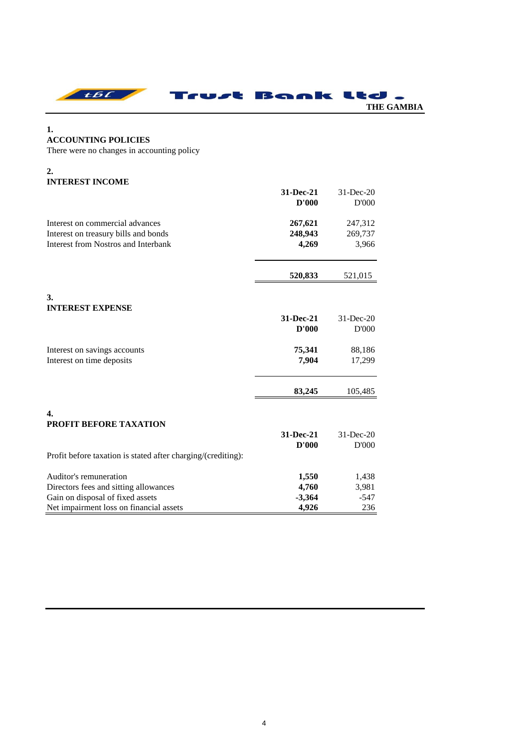## 1. ACCOUNTING POLICIES

There were no changes in accounting policy

## 2. INTEREST INCOME

| | 31-Dec-21 | 31-Dec-20 |
|---|---|---|
| | **D'000** | D'000 |
| Interest on commercial advances | **267,621** | 247,312 |
| Interest on treasury bills and bonds | **248,943** | 269,737 |
| Interest from Nostros and Interbank | **4,269** | 3,966 |
| | **520,833** | 521,015 |

## 3. INTEREST EXPENSE

| | 31-Dec-21 | 31-Dec-20 |
|---|---|---|
| | **D'000** | D'000 |
| Interest on savings accounts | **75,341** | 88,186 |
| Interest on time deposits | **7,904** | 17,299 |
| | **83,245** | 105,485 |

## 4. PROFIT BEFORE TAXATION

| | 31-Dec-21 | 31-Dec-20 |
|---|---|---|
| | **D'000** | D'000 |
| Profit before taxation is stated after charging/(crediting): | | |
| Auditor's remuneration | **1,550** | 1,438 |
| Directors fees and sitting allowances | **4,760** | 3,981 |
| Gain on disposal of fixed assets | **-3,364** | -547 |
| Net impairment loss on financial assets | **4,926** | 236 |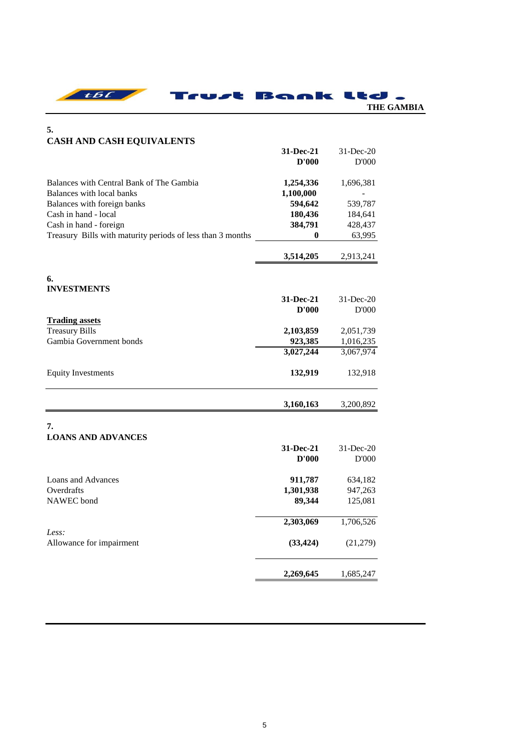## 5.
## CASH AND CASH EQUIVALENTS

| | 31-Dec-21 D'000 | 31-Dec-20 D'000 |
|---|---|---|
| Balances with Central Bank of The Gambia | 1,254,336 | 1,696,381 |
| Balances with local banks | 1,100,000 | - |
| Balances with foreign banks | 594,642 | 539,787 |
| Cash in hand - local | 180,436 | 184,641 |
| Cash in hand - foreign | 384,791 | 428,437 |
| Treasury Bills with maturity periods of less than 3 months | 0 | 63,995 |
| | **3,514,205** | 2,913,241 |

## 6.
## INVESTMENTS

| | 31-Dec-21 D'000 | 31-Dec-20 D'000 |
|---|---|---|
| **Trading assets** | | |
| Treasury Bills | 2,103,859 | 2,051,739 |
| Gambia Government bonds | 923,385 | 1,016,235 |
| | 3,027,244 | 3,067,974 |
| Equity Investments | 132,919 | 132,918 |
| | **3,160,163** | 3,200,892 |

## 7.
## LOANS AND ADVANCES

| | 31-Dec-21 D'000 | 31-Dec-20 D'000 |
|---|---|---|
| Loans and Advances | 911,787 | 634,182 |
| Overdrafts | 1,301,938 | 947,263 |
| NAWEC bond | 89,344 | 125,081 |
| | 2,303,069 | 1,706,526 |
| *Less:* | | |
| Allowance for impairment | (33,424) | (21,279) |
| | **2,269,645** | 1,685,247 |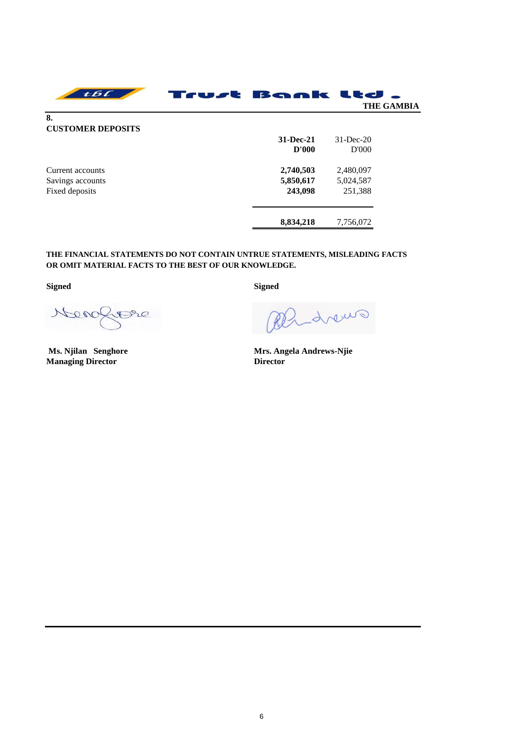## 8. CUSTOMER DEPOSITS

| | 31-Dec-21 D'000 | 31-Dec-20 D'000 |
|---|---|---|
| Current accounts | **2,740,503** | 2,480,097 |
| Savings accounts | **5,850,617** | 5,024,587 |
| Fixed deposits | **243,098** | 251,388 |
| | **8,834,218** | 7,756,072 |

**THE FINANCIAL STATEMENTS DO NOT CONTAIN UNTRUE STATEMENTS, MISLEADING FACTS OR OMIT MATERIAL FACTS TO THE BEST OF OUR KNOWLEDGE.**

**Signed**

**Ms. Njilan Senghore**
**Managing Director**

**Signed**

**Mrs. Angela Andrews-Njie**
**Director**